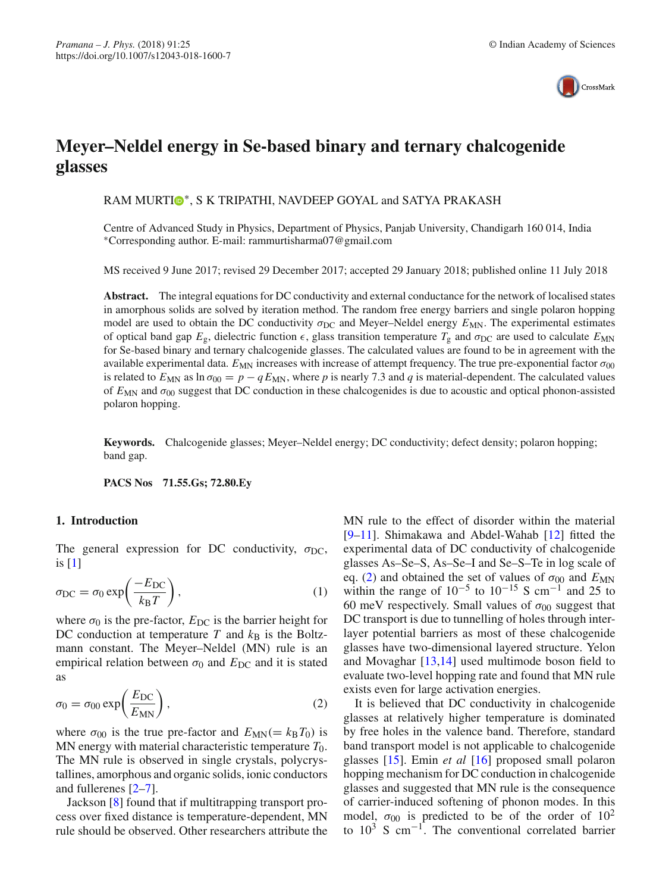# Meyer–Neldel energy in Se-based binary and ternary chalcogenide glasses

RAM MURTI*, S K TRIPATHI, NAVDEEP GOYAL and SATYA PRAKASH

Centre of Advanced Study in Physics, Department of Physics, Panjab University, Chandigarh 160 014, India
*Corresponding author. E-mail: rammurtisharma07@gmail.com

MS received 9 June 2017; revised 29 December 2017; accepted 29 January 2018; published online 11 July 2018

**Abstract.** The integral equations for DC conductivity and external conductance for the network of localised states in amorphous solids are solved by iteration method. The random free energy barriers and single polaron hopping model are used to obtain the DC conductivity $\sigma_{DC}$ and Meyer–Neldel energy $E_{MN}$. The experimental estimates of optical band gap $E_g$, dielectric function $\epsilon$, glass transition temperature $T_g$ and $\sigma_{DC}$ are used to calculate $E_{MN}$ for Se-based binary and ternary chalcogenide glasses. The calculated values are found to be in agreement with the available experimental data. $E_{MN}$ increases with increase of attempt frequency. The true pre-exponential factor $\sigma_{00}$ is related to $E_{MN}$ as $\ln \sigma_{00} = p - qE_{MN}$, where $p$ is nearly 7.3 and $q$ is material-dependent. The calculated values of $E_{MN}$ and $\sigma_{00}$ suggest that DC conduction in these chalcogenides is due to acoustic and optical phonon-assisted polaron hopping.

**Keywords.** Chalcogenide glasses; Meyer–Neldel energy; DC conductivity; defect density; polaron hopping; band gap.

**PACS Nos** **71.55.Gs; 72.80.Ey**

## 1. Introduction

The general expression for DC conductivity, $\sigma_{DC}$, is [1]

$$\sigma_{DC} = \sigma_0 \exp\left(\frac{-E_{DC}}{k_B T}\right), \tag{1}$$

where $\sigma_0$ is the pre-factor, $E_{DC}$ is the barrier height for DC conduction at temperature $T$ and $k_B$ is the Boltzmann constant. The Meyer–Neldel (MN) rule is an empirical relation between $\sigma_0$ and $E_{DC}$ and it is stated as

$$\sigma_0 = \sigma_{00} \exp\left(\frac{E_{DC}}{E_{MN}}\right), \tag{2}$$

where $\sigma_{00}$ is the true pre-factor and $E_{MN}(= k_B T_0)$ is MN energy with material characteristic temperature $T_0$. The MN rule is observed in single crystals, polycrystallines, amorphous and organic solids, ionic conductors and fullerenes [2–7].

Jackson [8] found that if multitrapping transport process over fixed distance is temperature-dependent, MN rule should be observed. Other researchers attribute the MN rule to the effect of disorder within the material [9–11]. Shimakawa and Abdel-Wahab [12] fitted the experimental data of DC conductivity of chalcogenide glasses As–Se–S, As–Se–I and Se–S–Te in log scale of eq. (2) and obtained the set of values of $\sigma_{00}$ and $E_{MN}$ within the range of $10^{-5}$ to $10^{-15}$ S cm$^{-1}$ and 25 to 60 meV respectively. Small values of $\sigma_{00}$ suggest that DC transport is due to tunnelling of holes through interlayer potential barriers as most of these chalcogenide glasses have two-dimensional layered structure. Yelon and Movaghar [13,14] used multimode boson field to evaluate two-level hopping rate and found that MN rule exists even for large activation energies.

It is believed that DC conductivity in chalcogenide glasses at relatively higher temperature is dominated by free holes in the valence band. Therefore, standard band transport model is not applicable to chalcogenide glasses [15]. Emin *et al* [16] proposed small polaron hopping mechanism for DC conduction in chalcogenide glasses and suggested that MN rule is the consequence of carrier-induced softening of phonon modes. In this model, $\sigma_{00}$ is predicted to be of the order of $10^2$ to $10^3$ S cm$^{-1}$. The conventional correlated barrier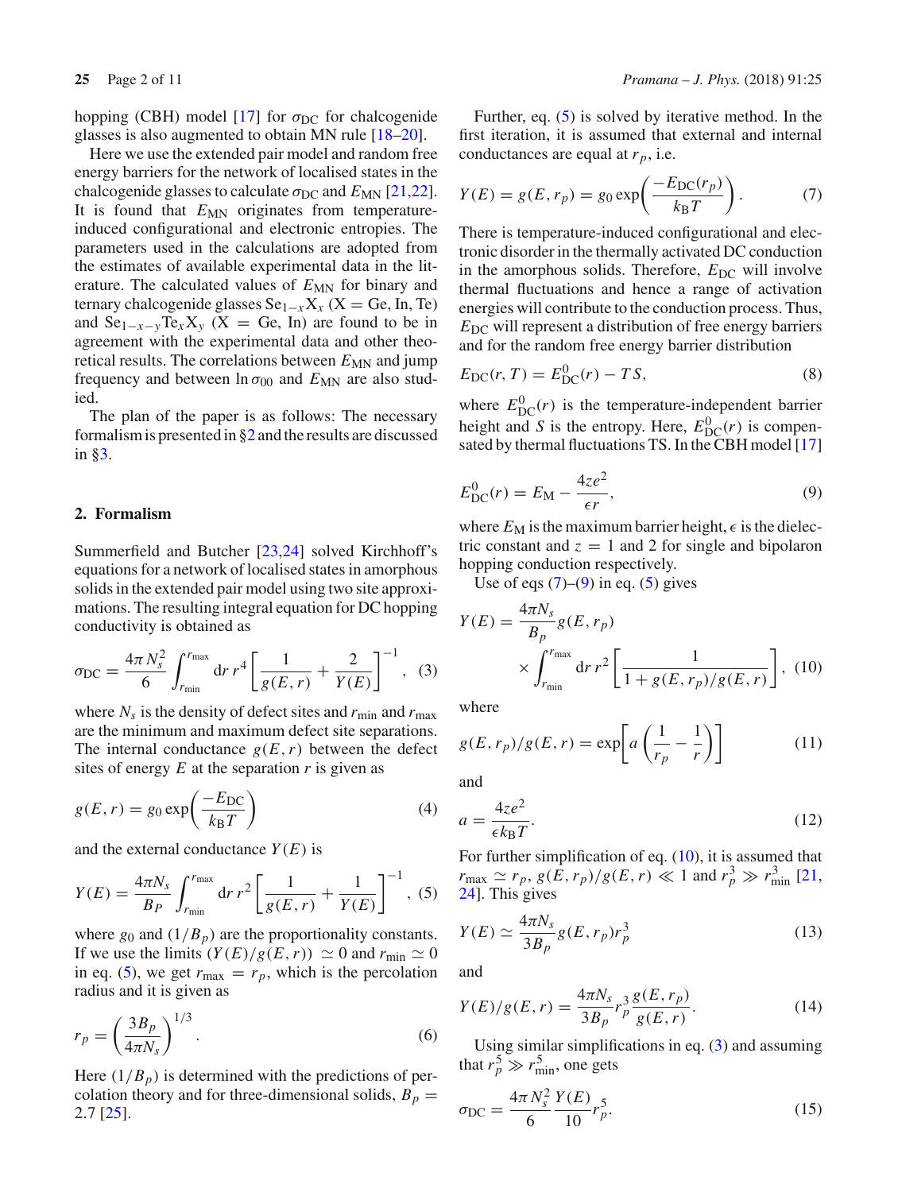hopping (CBH) model [17] for $\sigma_{DC}$ for chalcogenide glasses is also augmented to obtain MN rule [18–20].

Here we use the extended pair model and random free energy barriers for the network of localised states in the chalcogenide glasses to calculate $\sigma_{DC}$ and $E_{MN}$ [21,22]. It is found that $E_{MN}$ originates from temperature-induced configurational and electronic entropies. The parameters used in the calculations are adopted from the estimates of available experimental data in the literature. The calculated values of $E_{MN}$ for binary and ternary chalcogenide glasses $Se_{1-x}X_x$ (X = Ge, In, Te) and $Se_{1-x-y}Te_xX_y$ (X = Ge, In) are found to be in agreement with the experimental data and other theoretical results. The correlations between $E_{MN}$ and jump frequency and between $\ln \sigma_{00}$ and $E_{MN}$ are also studied.

The plan of the paper is as follows: The necessary formalism is presented in §2 and the results are discussed in §3.

## 2. Formalism

Summerfield and Butcher [23,24] solved Kirchhoff's equations for a network of localised states in amorphous solids in the extended pair model using two site approximations. The resulting integral equation for DC hopping conductivity is obtained as

$$\sigma_{DC} = \frac{4\pi N_s^2}{6} \int_{r_{min}}^{r_{max}} dr\, r^4 \left[ \frac{1}{g(E,r)} + \frac{2}{Y(E)} \right]^{-1}, \quad (3)$$

where $N_s$ is the density of defect sites and $r_{min}$ and $r_{max}$ are the minimum and maximum defect site separations. The internal conductance $g(E,r)$ between the defect sites of energy $E$ at the separation $r$ is given as

$$g(E,r) = g_0 \exp\left( \frac{-E_{DC}}{k_B T} \right) \quad (4)$$

and the external conductance $Y(E)$ is

$$Y(E) = \frac{4\pi N_s}{B_P} \int_{r_{min}}^{r_{max}} dr\, r^2 \left[ \frac{1}{g(E,r)} + \frac{1}{Y(E)} \right]^{-1}, \quad (5)$$

where $g_0$ and $(1/B_p)$ are the proportionality constants. If we use the limits $(Y(E)/g(E,r)) \simeq 0$ and $r_{min} \simeq 0$ in eq. (5), we get $r_{max} = r_p$, which is the percolation radius and it is given as

$$r_p = \left( \frac{3B_p}{4\pi N_s} \right)^{1/3}. \quad (6)$$

Here $(1/B_p)$ is determined with the predictions of percolation theory and for three-dimensional solids, $B_p = 2.7$ [25].

Further, eq. (5) is solved by iterative method. In the first iteration, it is assumed that external and internal conductances are equal at $r_p$, i.e.

$$Y(E) = g(E, r_p) = g_0 \exp\left( \frac{-E_{DC}(r_p)}{k_B T} \right). \quad (7)$$

There is temperature-induced configurational and electronic disorder in the thermally activated DC conduction in the amorphous solids. Therefore, $E_{DC}$ will involve thermal fluctuations and hence a range of activation energies will contribute to the conduction process. Thus, $E_{DC}$ will represent a distribution of free energy barriers and for the random free energy barrier distribution

$$E_{DC}(r,T) = E_{DC}^0(r) - TS, \quad (8)$$

where $E_{DC}^0(r)$ is the temperature-independent barrier height and $S$ is the entropy. Here, $E_{DC}^0(r)$ is compensated by thermal fluctuations TS. In the CBH model [17]

$$E_{DC}^0(r) = E_M - \frac{4ze^2}{\epsilon r}, \quad (9)$$

where $E_M$ is the maximum barrier height, $\epsilon$ is the dielectric constant and $z = 1$ and 2 for single and bipolaron hopping conduction respectively.

Use of eqs (7)–(9) in eq. (5) gives

$$Y(E) = \frac{4\pi N_s}{B_p} g(E, r_p) \times \int_{r_{min}}^{r_{max}} dr\, r^2 \left[ \frac{1}{1 + g(E, r_p)/g(E,r)} \right], \quad (10)$$

where

$$g(E, r_p)/g(E,r) = \exp\left[ a\left( \frac{1}{r_p} - \frac{1}{r} \right) \right] \quad (11)$$

and

$$a = \frac{4ze^2}{\epsilon k_B T}. \quad (12)$$

For further simplification of eq. (10), it is assumed that $r_{max} \simeq r_p$, $g(E, r_p)/g(E,r) \ll 1$ and $r_p^3 \gg r_{min}^3$ [21, 24]. This gives

$$Y(E) \simeq \frac{4\pi N_s}{3B_p} g(E, r_p) r_p^3 \quad (13)$$

and

$$Y(E)/g(E,r) = \frac{4\pi N_s}{3B_p} r_p^3 \frac{g(E, r_p)}{g(E,r)}. \quad (14)$$

Using similar simplifications in eq. (3) and assuming that $r_p^5 \gg r_{min}^5$, one gets

$$\sigma_{DC} = \frac{4\pi N_s^2}{6} \frac{Y(E)}{10} r_p^5. \quad (15)$$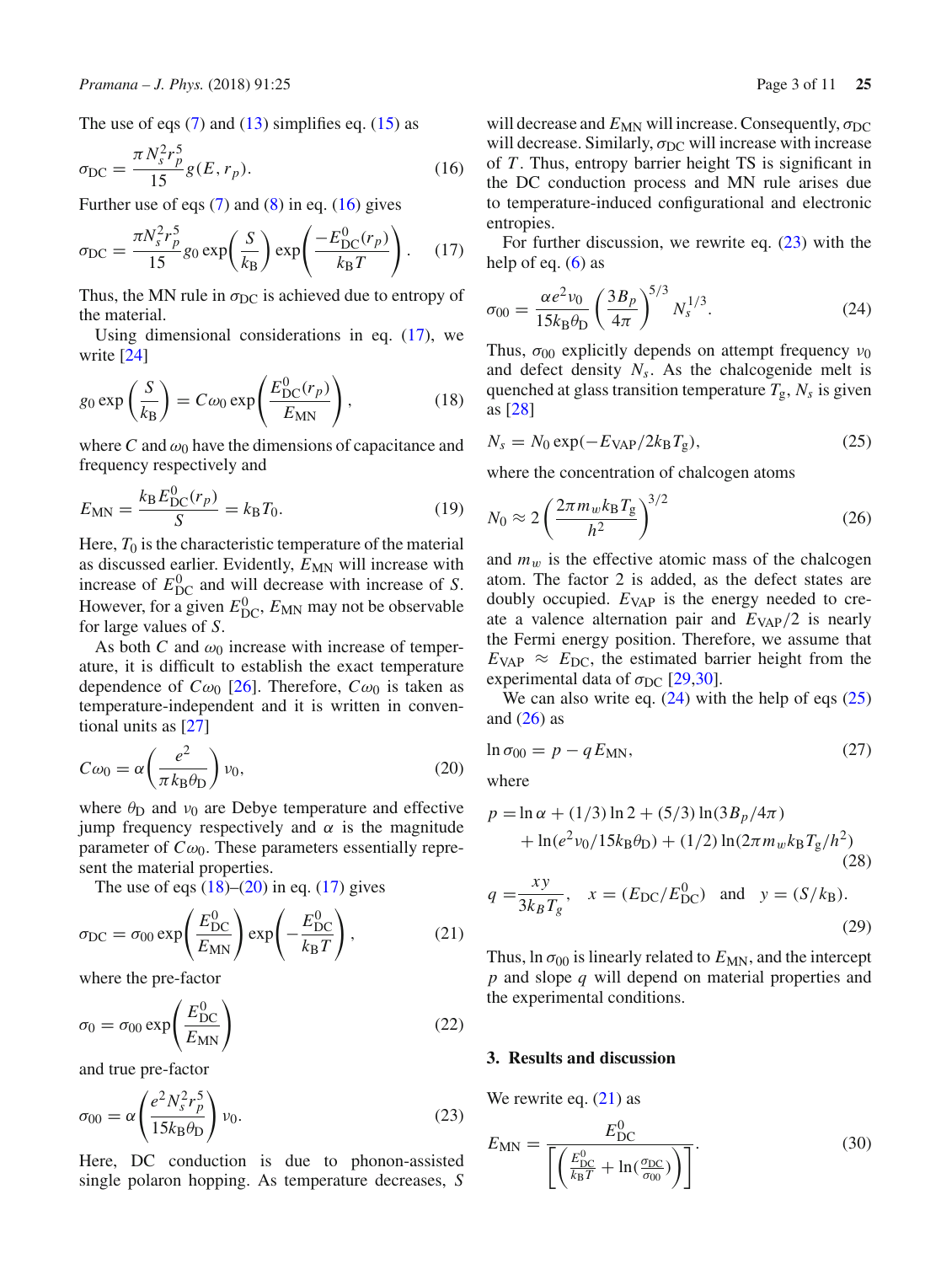The use of eqs (7) and (13) simplifies eq. (15) as

$$\sigma_{\rm DC} = \frac{\pi N_s^2 r_p^5}{15} g(E, r_p). \tag{16}$$

Further use of eqs (7) and (8) in eq. (16) gives

$$\sigma_{\rm DC} = \frac{\pi N_s^2 r_p^5}{15} g_0 \exp\left(\frac{S}{k_{\rm B}}\right) \exp\left(\frac{-E_{\rm DC}^0(r_p)}{k_{\rm B}T}\right). \tag{17}$$

Thus, the MN rule in $\sigma_{\rm DC}$ is achieved due to entropy of the material.

Using dimensional considerations in eq. (17), we write [24]

$$g_0 \exp\left(\frac{S}{k_{\rm B}}\right) = C\omega_0 \exp\left(\frac{E_{\rm DC}^0(r_p)}{E_{\rm MN}}\right), \tag{18}$$

where $C$ and $\omega_0$ have the dimensions of capacitance and frequency respectively and

$$E_{\rm MN} = \frac{k_{\rm B} E_{\rm DC}^0(r_p)}{S} = k_{\rm B} T_0. \tag{19}$$

Here, $T_0$ is the characteristic temperature of the material as discussed earlier. Evidently, $E_{\rm MN}$ will increase with increase of $E_{\rm DC}^0$ and will decrease with increase of $S$. However, for a given $E_{\rm DC}^0$, $E_{\rm MN}$ may not be observable for large values of $S$.

As both $C$ and $\omega_0$ increase with increase of temperature, it is difficult to establish the exact temperature dependence of $C\omega_0$ [26]. Therefore, $C\omega_0$ is taken as temperature-independent and it is written in conventional units as [27]

$$C\omega_0 = \alpha\left(\frac{e^2}{\pi k_{\rm B}\theta_{\rm D}}\right)\nu_0, \tag{20}$$

where $\theta_{\rm D}$ and $\nu_0$ are Debye temperature and effective jump frequency respectively and $\alpha$ is the magnitude parameter of $C\omega_0$. These parameters essentially represent the material properties.

The use of eqs (18)–(20) in eq. (17) gives

$$\sigma_{\rm DC} = \sigma_{00} \exp\left(\frac{E_{\rm DC}^0}{E_{\rm MN}}\right) \exp\left(-\frac{E_{\rm DC}^0}{k_{\rm B}T}\right), \tag{21}$$

where the pre-factor

$$\sigma_0 = \sigma_{00} \exp\left(\frac{E_{\rm DC}^0}{E_{\rm MN}}\right) \tag{22}$$

and true pre-factor

$$\sigma_{00} = \alpha\left(\frac{e^2 N_s^2 r_p^5}{15 k_{\rm B}\theta_{\rm D}}\right)\nu_0. \tag{23}$$

Here, DC conduction is due to phonon-assisted single polaron hopping. As temperature decreases, $S$ will decrease and $E_{\rm MN}$ will increase. Consequently, $\sigma_{\rm DC}$ will decrease. Similarly, $\sigma_{\rm DC}$ will increase with increase of $T$. Thus, entropy barrier height TS is significant in the DC conduction process and MN rule arises due to temperature-induced configurational and electronic entropies.

For further discussion, we rewrite eq. (23) with the help of eq. (6) as

$$\sigma_{00} = \frac{\alpha e^2 \nu_0}{15 k_{\rm B}\theta_{\rm D}}\left(\frac{3B_p}{4\pi}\right)^{5/3} N_s^{1/3}. \tag{24}$$

Thus, $\sigma_{00}$ explicitly depends on attempt frequency $\nu_0$ and defect density $N_s$. As the chalcogenide melt is quenched at glass transition temperature $T_{\rm g}$, $N_s$ is given as [28]

$$N_s = N_0 \exp(-E_{\rm VAP}/2k_{\rm B}T_{\rm g}), \tag{25}$$

where the concentration of chalcogen atoms

$$N_0 \approx 2\left(\frac{2\pi m_w k_{\rm B} T_{\rm g}}{h^2}\right)^{3/2} \tag{26}$$

and $m_w$ is the effective atomic mass of the chalcogen atom. The factor 2 is added, as the defect states are doubly occupied. $E_{\rm VAP}$ is the energy needed to create a valence alternation pair and $E_{\rm VAP}/2$ is nearly the Fermi energy position. Therefore, we assume that $E_{\rm VAP} \approx E_{\rm DC}$, the estimated barrier height from the experimental data of $\sigma_{\rm DC}$ [29,30].

We can also write eq. (24) with the help of eqs (25) and (26) as

$$\ln \sigma_{00} = p - q E_{\rm MN}, \tag{27}$$

where

$$p = \ln\alpha + (1/3)\ln 2 + (5/3)\ln(3B_p/4\pi) + \ln(e^2\nu_0/15k_{\rm B}\theta_{\rm D}) + (1/2)\ln(2\pi m_w k_{\rm B} T_{\rm g}/h^2) \tag{28}$$

$$q = \frac{xy}{3k_B T_g}, \quad x = (E_{\rm DC}/E_{\rm DC}^0) \quad \text{and} \quad y = (S/k_{\rm B}). \tag{29}$$

Thus, $\ln \sigma_{00}$ is linearly related to $E_{\rm MN}$, and the intercept $p$ and slope $q$ will depend on material properties and the experimental conditions.

## 3. Results and discussion

We rewrite eq. (21) as

$$E_{\rm MN} = \frac{E_{\rm DC}^0}{\left[\left(\frac{E_{\rm DC}^0}{k_{\rm B}T} + \ln\left(\frac{\sigma_{\rm DC}}{\sigma_{00}}\right)\right)\right]}. \tag{30}$$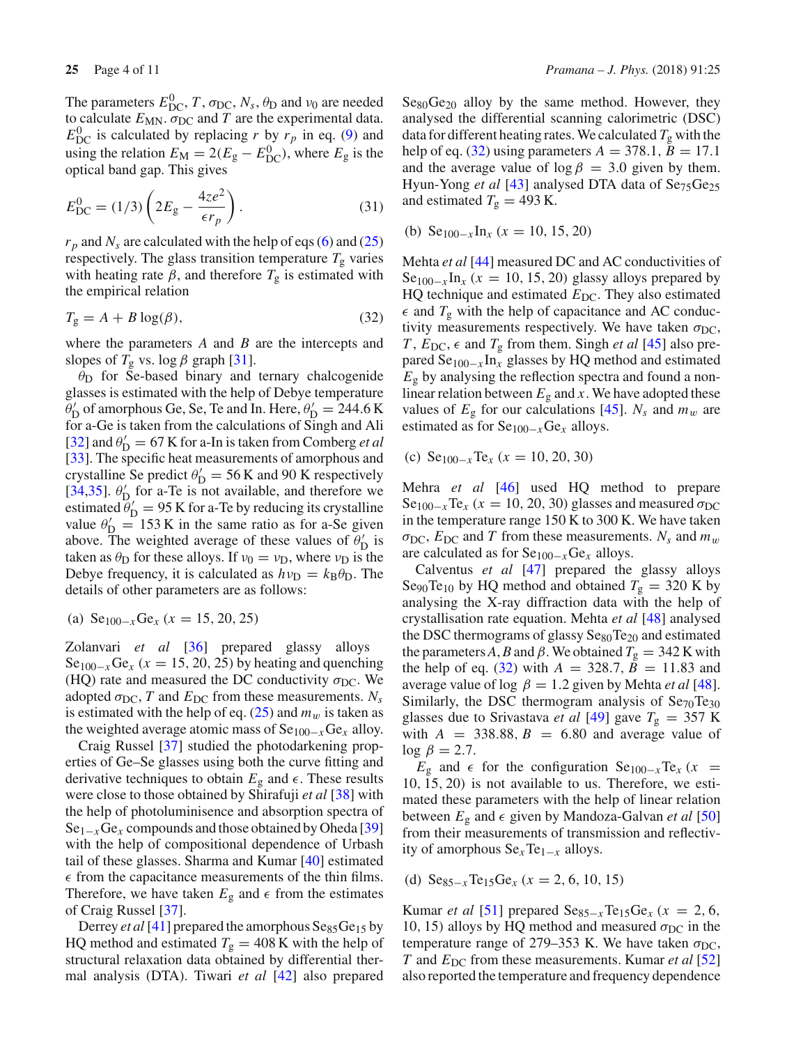The parameters $E^0_{\mathrm{DC}}$, $T$, $\sigma_{\mathrm{DC}}$, $N_s$, $\theta_{\mathrm{D}}$ and $\nu_0$ are needed to calculate $E_{\mathrm{MN}}$. $\sigma_{\mathrm{DC}}$ and $T$ are the experimental data. $E^0_{\mathrm{DC}}$ is calculated by replacing $r$ by $r_p$ in eq. (9) and using the relation $E_{\mathrm{M}} = 2(E_{\mathrm{g}} - E^0_{\mathrm{DC}})$, where $E_{\mathrm{g}}$ is the optical band gap. This gives

$$E^0_{\mathrm{DC}} = (1/3)\left(2E_{\mathrm{g}} - \frac{4ze^2}{\epsilon r_p}\right). \tag{31}$$

$r_p$ and $N_s$ are calculated with the help of eqs (6) and (25) respectively. The glass transition temperature $T_{\mathrm{g}}$ varies with heating rate $\beta$, and therefore $T_{\mathrm{g}}$ is estimated with the empirical relation

$$T_{\mathrm{g}} = A + B\log(\beta), \tag{32}$$

where the parameters $A$ and $B$ are the intercepts and slopes of $T_{\mathrm{g}}$ vs. $\log\beta$ graph [31].

$\theta_{\mathrm{D}}$ for Se-based binary and ternary chalcogenide glasses is estimated with the help of Debye temperature $\theta'_{\mathrm{D}}$ of amorphous Ge, Se, Te and In. Here, $\theta'_{\mathrm{D}} = 244.6$ K for a-Ge is taken from the calculations of Singh and Ali [32] and $\theta'_{\mathrm{D}} = 67$ K for a-In is taken from Comberg *et al* [33]. The specific heat measurements of amorphous and crystalline Se predict $\theta'_{\mathrm{D}} = 56$ K and 90 K respectively [34,35]. $\theta'_{\mathrm{D}}$ for a-Te is not available, and therefore we estimated $\theta'_{\mathrm{D}} = 95$ K for a-Te by reducing its crystalline value $\theta'_{\mathrm{D}} = 153$ K in the same ratio as for a-Se given above. The weighted average of these values of $\theta'_{\mathrm{D}}$ is taken as $\theta_{\mathrm{D}}$ for these alloys. If $\nu_0 = \nu_{\mathrm{D}}$, where $\nu_{\mathrm{D}}$ is the Debye frequency, it is calculated as $h\nu_{\mathrm{D}} = k_{\mathrm{B}}\theta_{\mathrm{D}}$. The details of other parameters are as follows:

(a) $Se_{100-x}Ge_x$ ($x = 15, 20, 25$)

Zolanvari *et al* [36] prepared glassy alloys $Se_{100-x}Ge_x$ ($x = 15, 20, 25$) by heating and quenching (HQ) rate and measured the DC conductivity $\sigma_{\mathrm{DC}}$. We adopted $\sigma_{\mathrm{DC}}$, $T$ and $E_{\mathrm{DC}}$ from these measurements. $N_s$ is estimated with the help of eq. (25) and $m_w$ is taken as the weighted average atomic mass of $Se_{100-x}Ge_x$ alloy.

Craig Russel [37] studied the photodarkening properties of Ge–Se glasses using both the curve fitting and derivative techniques to obtain $E_{\mathrm{g}}$ and $\epsilon$. These results were close to those obtained by Shirafuji *et al* [38] with the help of photoluminisence and absorption spectra of $Se_{1-x}Ge_x$ compounds and those obtained by Oheda [39] with the help of compositional dependence of Urbash tail of these glasses. Sharma and Kumar [40] estimated $\epsilon$ from the capacitance measurements of the thin films. Therefore, we have taken $E_{\mathrm{g}}$ and $\epsilon$ from the estimates of Craig Russel [37].

Derrey *et al* [41] prepared the amorphous $Se_{85}Ge_{15}$ by HQ method and estimated $T_{\mathrm{g}} = 408$ K with the help of structural relaxation data obtained by differential thermal analysis (DTA). Tiwari *et al* [42] also prepared $Se_{80}Ge_{20}$ alloy by the same method. However, they analysed the differential scanning calorimetric (DSC) data for different heating rates. We calculated $T_{\mathrm{g}}$ with the help of eq. (32) using parameters $A = 378.1$, $B = 17.1$ and the average value of $\log\beta = 3.0$ given by them. Hyun-Yong *et al* [43] analysed DTA data of $Se_{75}Ge_{25}$ and estimated $T_{\mathrm{g}} = 493$ K.

(b) $Se_{100-x}In_x$ ($x = 10, 15, 20$)

Mehta *et al* [44] measured DC and AC conductivities of $Se_{100-x}In_x$ ($x = 10, 15, 20$) glassy alloys prepared by HQ technique and estimated $E_{\mathrm{DC}}$. They also estimated $\epsilon$ and $T_{\mathrm{g}}$ with the help of capacitance and AC conductivity measurements respectively. We have taken $\sigma_{\mathrm{DC}}$, $T$, $E_{\mathrm{DC}}$, $\epsilon$ and $T_{\mathrm{g}}$ from them. Singh *et al* [45] also prepared $Se_{100-x}In_x$ glasses by HQ method and estimated $E_{\mathrm{g}}$ by analysing the reflection spectra and found a nonlinear relation between $E_{\mathrm{g}}$ and $x$. We have adopted these values of $E_{\mathrm{g}}$ for our calculations [45]. $N_s$ and $m_w$ are estimated as for $Se_{100-x}Ge_x$ alloys.

(c) $Se_{100-x}Te_x$ ($x = 10, 20, 30$)

Mehra *et al* [46] used HQ method to prepare $Se_{100-x}Te_x$ ($x = 10, 20, 30$) glasses and measured $\sigma_{\mathrm{DC}}$ in the temperature range 150 K to 300 K. We have taken $\sigma_{\mathrm{DC}}$, $E_{\mathrm{DC}}$ and $T$ from these measurements. $N_s$ and $m_w$ are calculated as for $Se_{100-x}Ge_x$ alloys.

Calventus *et al* [47] prepared the glassy alloys $Se_{90}Te_{10}$ by HQ method and obtained $T_{\mathrm{g}} = 320$ K by analysing the X-ray diffraction data with the help of crystallisation rate equation. Mehta *et al* [48] analysed the DSC thermograms of glassy $Se_{80}Te_{20}$ and estimated the parameters $A$, $B$ and $\beta$. We obtained $T_{\mathrm{g}} = 342$ K with the help of eq. (32) with $A = 328.7$, $B = 11.83$ and average value of $\log\beta = 1.2$ given by Mehta *et al* [48]. Similarly, the DSC thermogram analysis of $Se_{70}Te_{30}$ glasses due to Srivastava *et al* [49] gave $T_{\mathrm{g}} = 357$ K with $A = 338.88$, $B = 6.80$ and average value of $\log\beta = 2.7$.

$E_{\mathrm{g}}$ and $\epsilon$ for the configuration $Se_{100-x}Te_x$ ($x = 10, 15, 20$) is not available to us. Therefore, we estimated these parameters with the help of linear relation between $E_{\mathrm{g}}$ and $\epsilon$ given by Mandoza-Galvan *et al* [50] from their measurements of transmission and reflectivity of amorphous $Se_xTe_{1-x}$ alloys.

(d) $Se_{85-x}Te_{15}Ge_x$ ($x = 2, 6, 10, 15$)

Kumar *et al* [51] prepared $Se_{85-x}Te_{15}Ge_x$ ($x = 2, 6, 10, 15$) alloys by HQ method and measured $\sigma_{\mathrm{DC}}$ in the temperature range of 279–353 K. We have taken $\sigma_{\mathrm{DC}}$, $T$ and $E_{\mathrm{DC}}$ from these measurements. Kumar *et al* [52] also reported the temperature and frequency dependence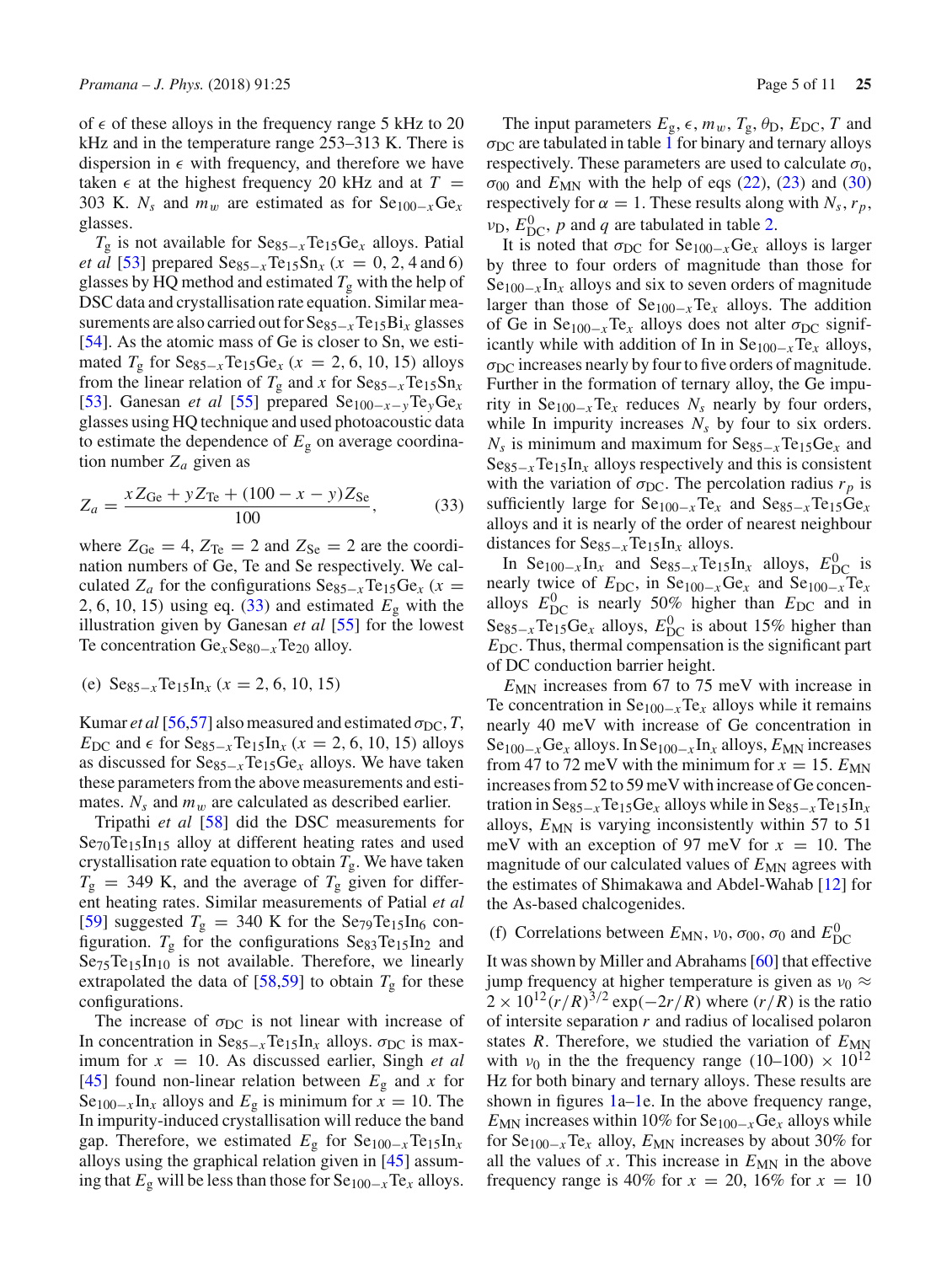of $\epsilon$ of these alloys in the frequency range 5 kHz to 20 kHz and in the temperature range 253–313 K. There is dispersion in $\epsilon$ with frequency, and therefore we have taken $\epsilon$ at the highest frequency 20 kHz and at $T$ = 303 K. $N_s$ and $m_w$ are estimated as for $Se_{100-x}Ge_x$ glasses.

$T_g$ is not available for $Se_{85-x}Te_{15}Ge_x$ alloys. Patial *et al* [53] prepared $Se_{85-x}Te_{15}Sn_x$ ($x$ = 0, 2, 4 and 6) glasses by HQ method and estimated $T_g$ with the help of DSC data and crystallisation rate equation. Similar measurements are also carried out for $Se_{85-x}Te_{15}Bi_x$ glasses [54]. As the atomic mass of Ge is closer to Sn, we estimated $T_g$ for $Se_{85-x}Te_{15}Ge_x$ ($x$ = 2, 6, 10, 15) alloys from the linear relation of $T_g$ and $x$ for $Se_{85-x}Te_{15}Sn_x$ [53]. Ganesan *et al* [55] prepared $Se_{100-x-y}Te_yGe_x$ glasses using HQ technique and used photoacoustic data to estimate the dependence of $E_g$ on average coordination number $Z_a$ given as

$$Z_a = \frac{xZ_{Ge} + yZ_{Te} + (100 - x - y)Z_{Se}}{100}, \tag{33}$$

where $Z_{Ge}$ = 4, $Z_{Te}$ = 2 and $Z_{Se}$ = 2 are the coordination numbers of Ge, Te and Se respectively. We calculated $Z_a$ for the configurations $Se_{85-x}Te_{15}Ge_x$ ($x$ = 2, 6, 10, 15) using eq. (33) and estimated $E_g$ with the illustration given by Ganesan *et al* [55] for the lowest Te concentration $Ge_xSe_{80-x}Te_{20}$ alloy.

(e) $Se_{85-x}Te_{15}In_x$ ($x$ = 2, 6, 10, 15)

Kumar *et al* [56,57] also measured and estimated $\sigma_{DC}$, $T$, $E_{DC}$ and $\epsilon$ for $Se_{85-x}Te_{15}In_x$ ($x$ = 2, 6, 10, 15) alloys as discussed for $Se_{85-x}Te_{15}Ge_x$ alloys. We have taken these parameters from the above measurements and estimates. $N_s$ and $m_w$ are calculated as described earlier.

Tripathi *et al* [58] did the DSC measurements for $Se_{70}Te_{15}In_{15}$ alloy at different heating rates and used crystallisation rate equation to obtain $T_g$. We have taken $T_g$ = 349 K, and the average of $T_g$ given for different heating rates. Similar measurements of Patial *et al* [59] suggested $T_g$ = 340 K for the $Se_{79}Te_{15}In_6$ configuration. $T_g$ for the configurations $Se_{83}Te_{15}In_2$ and $Se_{75}Te_{15}In_{10}$ is not available. Therefore, we linearly extrapolated the data of [58,59] to obtain $T_g$ for these configurations.

The increase of $\sigma_{DC}$ is not linear with increase of In concentration in $Se_{85-x}Te_{15}In_x$ alloys. $\sigma_{DC}$ is maximum for $x$ = 10. As discussed earlier, Singh *et al* [45] found non-linear relation between $E_g$ and $x$ for $Se_{100-x}In_x$ alloys and $E_g$ is minimum for $x$ = 10. The In impurity-induced crystallisation will reduce the band gap. Therefore, we estimated $E_g$ for $Se_{100-x}Te_{15}In_x$ alloys using the graphical relation given in [45] assuming that $E_g$ will be less than those for $Se_{100-x}Te_x$ alloys.

The input parameters $E_g$, $\epsilon$, $m_w$, $T_g$, $\theta_D$, $E_{DC}$, $T$ and $\sigma_{DC}$ are tabulated in table 1 for binary and ternary alloys respectively. These parameters are used to calculate $\sigma_0$, $\sigma_{00}$ and $E_{MN}$ with the help of eqs (22), (23) and (30) respectively for $\alpha = 1$. These results along with $N_s$, $r_p$, $\nu_D$, $E^0_{DC}$, $p$ and $q$ are tabulated in table 2.

It is noted that $\sigma_{DC}$ for $Se_{100-x}Ge_x$ alloys is larger by three to four orders of magnitude than those for $Se_{100-x}In_x$ alloys and six to seven orders of magnitude larger than those of $Se_{100-x}Te_x$ alloys. The addition of Ge in $Se_{100-x}Te_x$ alloys does not alter $\sigma_{DC}$ significantly while with addition of In in $Se_{100-x}Te_x$ alloys, $\sigma_{DC}$ increases nearly by four to five orders of magnitude. Further in the formation of ternary alloy, the Ge impurity in $Se_{100-x}Te_x$ reduces $N_s$ nearly by four orders, while In impurity increases $N_s$ by four to six orders. $N_s$ is minimum and maximum for $Se_{85-x}Te_{15}Ge_x$ and $Se_{85-x}Te_{15}In_x$ alloys respectively and this is consistent with the variation of $\sigma_{DC}$. The percolation radius $r_p$ is sufficiently large for $Se_{100-x}Te_x$ and $Se_{85-x}Te_{15}Ge_x$ alloys and it is nearly of the order of nearest neighbour distances for $Se_{85-x}Te_{15}In_x$ alloys.

In $Se_{100-x}In_x$ and $Se_{85-x}Te_{15}In_x$ alloys, $E^0_{DC}$ is nearly twice of $E_{DC}$, in $Se_{100-x}Ge_x$ and $Se_{100-x}Te_x$ alloys $E^0_{DC}$ is nearly 50% higher than $E_{DC}$ and in $Se_{85-x}Te_{15}Ge_x$ alloys, $E^0_{DC}$ is about 15% higher than $E_{DC}$. Thus, thermal compensation is the significant part of DC conduction barrier height.

$E_{MN}$ increases from 67 to 75 meV with increase in Te concentration in $Se_{100-x}Te_x$ alloys while it remains nearly 40 meV with increase of Ge concentration in $Se_{100-x}Ge_x$ alloys. In $Se_{100-x}In_x$ alloys, $E_{MN}$ increases from 47 to 72 meV with the minimum for $x$ = 15. $E_{MN}$ increases from 52 to 59 meV with increase of Ge concentration in $Se_{85-x}Te_{15}Ge_x$ alloys while in $Se_{85-x}Te_{15}In_x$ alloys, $E_{MN}$ is varying inconsistently within 57 to 51 meV with an exception of 97 meV for $x$ = 10. The magnitude of our calculated values of $E_{MN}$ agrees with the estimates of Shimakawa and Abdel-Wahab [12] for the As-based chalcogenides.

(f) Correlations between $E_{MN}$, $\nu_0$, $\sigma_{00}$, $\sigma_0$ and $E^0_{DC}$

It was shown by Miller and Abrahams [60] that effective jump frequency at higher temperature is given as $\nu_0 \approx 2 \times 10^{12}(r/R)^{3/2}\exp(-2r/R)$ where $(r/R)$ is the ratio of intersite separation $r$ and radius of localised polaron states $R$. Therefore, we studied the variation of $E_{MN}$ with $\nu_0$ in the the frequency range (10–100) $\times\, 10^{12}$ Hz for both binary and ternary alloys. These results are shown in figures 1a–1e. In the above frequency range, $E_{MN}$ increases within 10% for $Se_{100-x}Ge_x$ alloys while for $Se_{100-x}Te_x$ alloy, $E_{MN}$ increases by about 30% for all the values of $x$. This increase in $E_{MN}$ in the above frequency range is 40% for $x$ = 20, 16% for $x$ = 10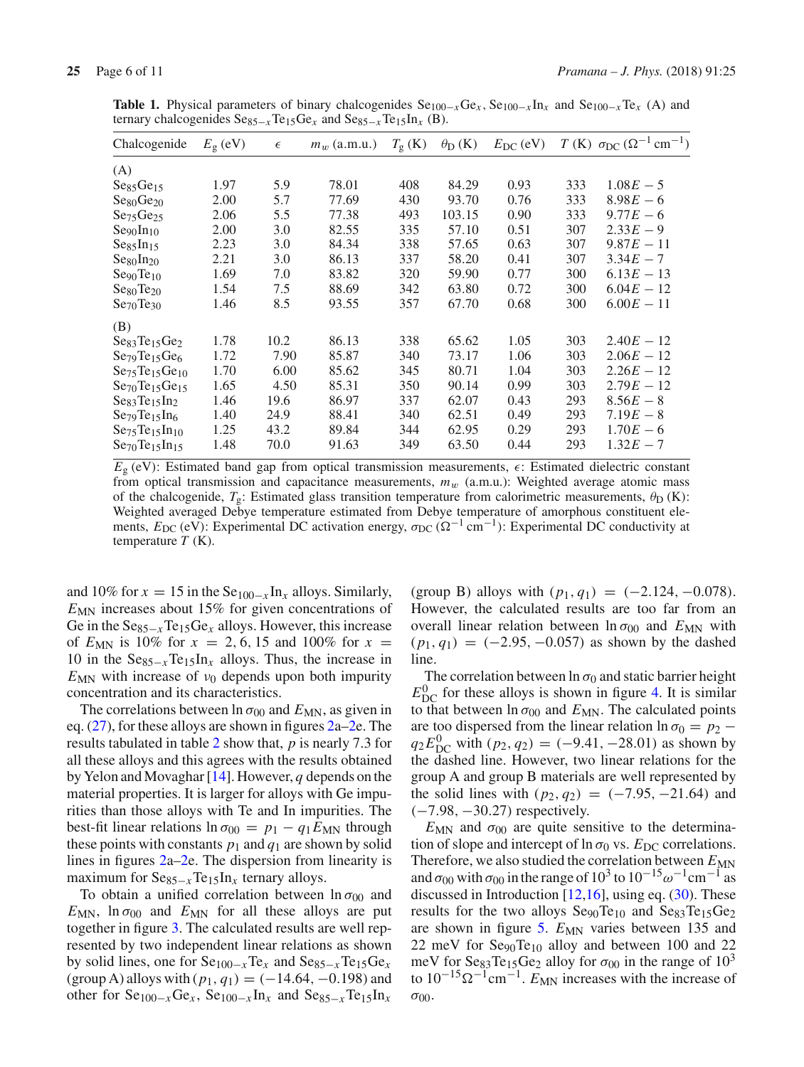**Table 1.** Physical parameters of binary chalcogenides $Se_{100-x}Ge_x$, $Se_{100-x}In_x$ and $Se_{100-x}Te_x$ (A) and ternary chalcogenides $Se_{85-x}Te_{15}Ge_x$ and $Se_{85-x}Te_{15}In_x$ (B).

| Chalcogenide | $E_g$ (eV) | $\epsilon$ | $m_w$ (a.m.u.) | $T_g$ (K) | $\theta_D$ (K) | $E_{DC}$ (eV) | $T$ (K) | $\sigma_{DC}$ ($\Omega^{-1}$ cm$^{-1}$) |
|---|---|---|---|---|---|---|---|---|
| (A) | | | | | | | | |
| $Se_{85}Ge_{15}$ | 1.97 | 5.9 | 78.01 | 408 | 84.29 | 0.93 | 333 | $1.08E-5$ |
| $Se_{80}Ge_{20}$ | 2.00 | 5.7 | 77.69 | 430 | 93.70 | 0.76 | 333 | $8.98E-6$ |
| $Se_{75}Ge_{25}$ | 2.06 | 5.5 | 77.38 | 493 | 103.15 | 0.90 | 333 | $9.77E-6$ |
| $Se_{90}In_{10}$ | 2.00 | 3.0 | 82.55 | 335 | 57.10 | 0.51 | 307 | $2.33E-9$ |
| $Se_{85}In_{15}$ | 2.23 | 3.0 | 84.34 | 338 | 57.65 | 0.63 | 307 | $9.87E-11$ |
| $Se_{80}In_{20}$ | 2.21 | 3.0 | 86.13 | 337 | 58.20 | 0.41 | 307 | $3.34E-7$ |
| $Se_{90}Te_{10}$ | 1.69 | 7.0 | 83.82 | 320 | 59.90 | 0.77 | 300 | $6.13E-13$ |
| $Se_{80}Te_{20}$ | 1.54 | 7.5 | 88.69 | 342 | 63.80 | 0.72 | 300 | $6.04E-12$ |
| $Se_{70}Te_{30}$ | 1.46 | 8.5 | 93.55 | 357 | 67.70 | 0.68 | 300 | $6.00E-11$ |
| (B) | | | | | | | | |
| $Se_{83}Te_{15}Ge_2$ | 1.78 | 10.2 | 86.13 | 338 | 65.62 | 1.05 | 303 | $2.40E-12$ |
| $Se_{79}Te_{15}Ge_6$ | 1.72 | 7.90 | 85.87 | 340 | 73.17 | 1.06 | 303 | $2.06E-12$ |
| $Se_{75}Te_{15}Ge_{10}$ | 1.70 | 6.00 | 85.62 | 345 | 80.71 | 1.04 | 303 | $2.26E-12$ |
| $Se_{70}Te_{15}Ge_{15}$ | 1.65 | 4.50 | 85.31 | 350 | 90.14 | 0.99 | 303 | $2.79E-12$ |
| $Se_{83}Te_{15}In_2$ | 1.46 | 19.6 | 86.97 | 337 | 62.07 | 0.43 | 293 | $8.56E-8$ |
| $Se_{79}Te_{15}In_6$ | 1.40 | 24.9 | 88.41 | 340 | 62.51 | 0.49 | 293 | $7.19E-8$ |
| $Se_{75}Te_{15}In_{10}$ | 1.25 | 43.2 | 89.84 | 344 | 62.95 | 0.29 | 293 | $1.70E-6$ |
| $Se_{70}Te_{15}In_{15}$ | 1.48 | 70.0 | 91.63 | 349 | 63.50 | 0.44 | 293 | $1.32E-7$ |

$E_g$ (eV): Estimated band gap from optical transmission measurements, $\epsilon$: Estimated dielectric constant from optical transmission and capacitance measurements, $m_w$ (a.m.u.): Weighted average atomic mass of the chalcogenide, $T_g$: Estimated glass transition temperature from calorimetric measurements, $\theta_D$ (K): Weighted averaged Debye temperature estimated from Debye temperature of amorphous constituent elements, $E_{DC}$ (eV): Experimental DC activation energy, $\sigma_{DC}$ ($\Omega^{-1}$ cm$^{-1}$): Experimental DC conductivity at temperature $T$ (K).

and 10% for $x = 15$ in the $Se_{100-x}In_x$ alloys. Similarly, $E_{MN}$ increases about 15% for given concentrations of Ge in the $Se_{85-x}Te_{15}Ge_x$ alloys. However, this increase of $E_{MN}$ is 10% for $x = 2, 6, 15$ and 100% for $x = 10$ in the $Se_{85-x}Te_{15}In_x$ alloys. Thus, the increase in $E_{MN}$ with increase of $\nu_0$ depends upon both impurity concentration and its characteristics.

The correlations between $\ln\sigma_{00}$ and $E_{MN}$, as given in eq. (27), for these alloys are shown in figures 2a–2e. The results tabulated in table 2 show that, $p$ is nearly 7.3 for all these alloys and this agrees with the results obtained by Yelon and Movaghar [14]. However, $q$ depends on the material properties. It is larger for alloys with Ge impurities than those alloys with Te and In impurities. The best-fit linear relations $\ln\sigma_{00} = p_1 - q_1 E_{MN}$ through these points with constants $p_1$ and $q_1$ are shown by solid lines in figures 2a–2e. The dispersion from linearity is maximum for $Se_{85-x}Te_{15}In_x$ ternary alloys.

To obtain a unified correlation between $\ln\sigma_{00}$ and $E_{MN}$, $\ln\sigma_{00}$ and $E_{MN}$ for all these alloys are put together in figure 3. The calculated results are well represented by two independent linear relations as shown by solid lines, one for $Se_{100-x}Te_x$ and $Se_{85-x}Te_{15}Ge_x$ (group A) alloys with $(p_1, q_1) = (-14.64, -0.198)$ and other for $Se_{100-x}Ge_x$, $Se_{100-x}In_x$ and $Se_{85-x}Te_{15}In_x$ (group B) alloys with $(p_1, q_1) = (-2.124, -0.078)$. However, the calculated results are too far from an overall linear relation between $\ln\sigma_{00}$ and $E_{MN}$ with $(p_1, q_1) = (-2.95, -0.057)$ as shown by the dashed line.

The correlation between $\ln\sigma_0$ and static barrier height $E^0_{DC}$ for these alloys is shown in figure 4. It is similar to that between $\ln\sigma_{00}$ and $E_{MN}$. The calculated points are too dispersed from the linear relation $\ln\sigma_0 = p_2 - q_2 E^0_{DC}$ with $(p_2, q_2) = (-9.41, -28.01)$ as shown by the dashed line. However, two linear relations for the group A and group B materials are well represented by the solid lines with $(p_2, q_2) = (-7.95, -21.64)$ and $(-7.98, -30.27)$ respectively.

$E_{MN}$ and $\sigma_{00}$ are quite sensitive to the determination of slope and intercept of $\ln\sigma_0$ vs. $E_{DC}$ correlations. Therefore, we also studied the correlation between $E_{MN}$ and $\sigma_{00}$ with $\sigma_{00}$ in the range of $10^3$ to $10^{-15}\omega^{-1}$cm$^{-1}$ as discussed in Introduction [12,16], using eq. (30). These results for the two alloys $Se_{90}Te_{10}$ and $Se_{83}Te_{15}Ge_2$ are shown in figure 5. $E_{MN}$ varies between 135 and 22 meV for $Se_{90}Te_{10}$ alloy and between 100 and 22 meV for $Se_{83}Te_{15}Ge_2$ alloy for $\sigma_{00}$ in the range of $10^3$ to $10^{-15}\Omega^{-1}$cm$^{-1}$. $E_{MN}$ increases with the increase of $\sigma_{00}$.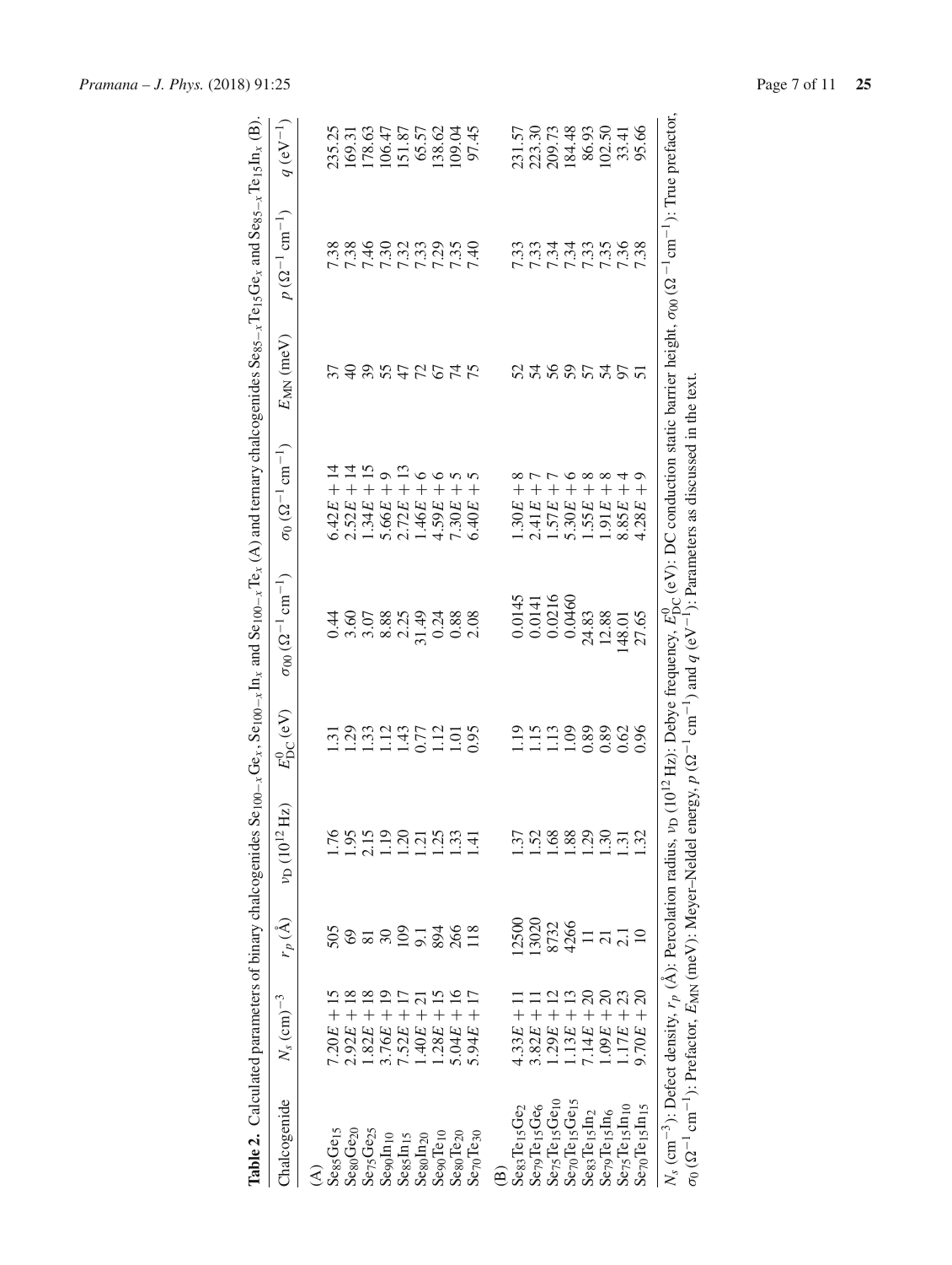**Table 2.** Calculated parameters of binary chalcogenides $Se_{100-x}Ge_x$, $Se_{100-x}In_x$ and $Se_{100-x}Te_x$ (A) and ternary chalcogenides $Se_{85-x}Te_{15}Ge_x$ and $Se_{85-x}Te_{15}In_x$ (B).

| Chalcogenide | $N_s$ (cm)$^{-3}$ | $r_p$ (Å) | $\nu_D$ ($10^{12}$ Hz) | $E^0_{DC}$ (eV) | $\sigma_{00}$ ($\Omega^{-1}$ cm$^{-1}$) | $\sigma_0$ ($\Omega^{-1}$ cm$^{-1}$) | $E_{MN}$ (meV) | $p$ ($\Omega^{-1}$ cm$^{-1}$) | $q$ (eV$^{-1}$) |
|---|---|---|---|---|---|---|---|---|---|
| (A) | | | | | | | | | |
| $Se_{85}Ge_{15}$ | $7.20E+15$ | 505 | 1.76 | 1.31 | 0.44 | $6.42E+14$ | 37 | 7.38 | 235.25 |
| $Se_{80}Ge_{20}$ | $2.92E+18$ | 69 | 1.95 | 1.29 | 3.60 | $2.52E+14$ | 40 | 7.38 | 169.31 |
| $Se_{75}Ge_{25}$ | $1.82E+18$ | 81 | 2.15 | 1.33 | 3.07 | $1.34E+15$ | 39 | 7.46 | 178.63 |
| $Se_{90}In_{10}$ | $3.76E+19$ | 30 | 1.19 | 1.12 | 8.88 | $5.66E+9$ | 55 | 7.30 | 106.47 |
| $Se_{85}In_{15}$ | $7.52E+17$ | 109 | 1.20 | 1.43 | 2.25 | $2.72E+13$ | 47 | 7.32 | 151.87 |
| $Se_{80}In_{20}$ | $1.40E+21$ | 9.1 | 1.21 | 0.77 | 31.49 | $1.46E+6$ | 72 | 7.33 | 65.57 |
| $Se_{90}Te_{10}$ | $1.28E+15$ | 894 | 1.25 | 1.12 | 0.24 | $4.59E+6$ | 67 | 7.29 | 138.62 |
| $Se_{80}Te_{20}$ | $5.04E+16$ | 266 | 1.33 | 1.01 | 0.88 | $7.30E+5$ | 74 | 7.35 | 109.04 |
| $Se_{70}Te_{30}$ | $5.94E+17$ | 118 | 1.41 | 0.95 | 2.08 | $6.40E+5$ | 75 | 7.40 | 97.45 |
| (B) | | | | | | | | | |
| $Se_{83}Te_{15}Ge_2$ | $4.33E+11$ | 12500 | 1.37 | 1.19 | 0.0145 | $1.30E+8$ | 52 | 7.33 | 231.57 |
| $Se_{79}Te_{15}Ge_6$ | $3.82E+11$ | 13020 | 1.52 | 1.15 | 0.0141 | $2.41E+7$ | 54 | 7.33 | 223.30 |
| $Se_{75}Te_{15}Ge_{10}$ | $1.29E+12$ | 8732 | 1.68 | 1.13 | 0.0216 | $1.57E+7$ | 56 | 7.34 | 209.73 |
| $Se_{70}Te_{15}Ge_{15}$ | $1.13E+13$ | 4266 | 1.88 | 1.09 | 0.0460 | $5.30E+6$ | 59 | 7.34 | 184.48 |
| $Se_{83}Te_{15}In_2$ | $7.14E+20$ | 11 | 1.29 | 0.89 | 24.83 | $1.55E+8$ | 57 | 7.33 | 86.93 |
| $Se_{79}Te_{15}In_6$ | $1.09E+20$ | 21 | 1.30 | 0.89 | 12.88 | $1.91E+8$ | 54 | 7.35 | 102.50 |
| $Se_{75}Te_{15}In_{10}$ | $1.17E+23$ | 2.1 | 1.31 | 0.62 | 148.01 | $8.85E+4$ | 97 | 7.36 | 33.41 |
| $Se_{70}Te_{15}In_{15}$ | $9.70E+20$ | 10 | 1.32 | 0.96 | 27.65 | $4.28E+9$ | 51 | 7.38 | 95.66 |

$N_s$ (cm$^{-3}$): Defect density, $r_p$ (Å): Percolation radius, $\nu_D$ ($10^{12}$ Hz): Debye frequency, $E^0_{DC}$ (eV): DC conduction static barrier height, $\sigma_{00}$ ($\Omega^{-1}$ cm$^{-1}$): True prefactor, $\sigma_0$ ($\Omega^{-1}$ cm$^{-1}$): Prefactor, $E_{MN}$ (meV): Meyer–Neldel energy, $p$ ($\Omega^{-1}$ cm$^{-1}$) and $q$ (eV$^{-1}$): Parameters as discussed in the text.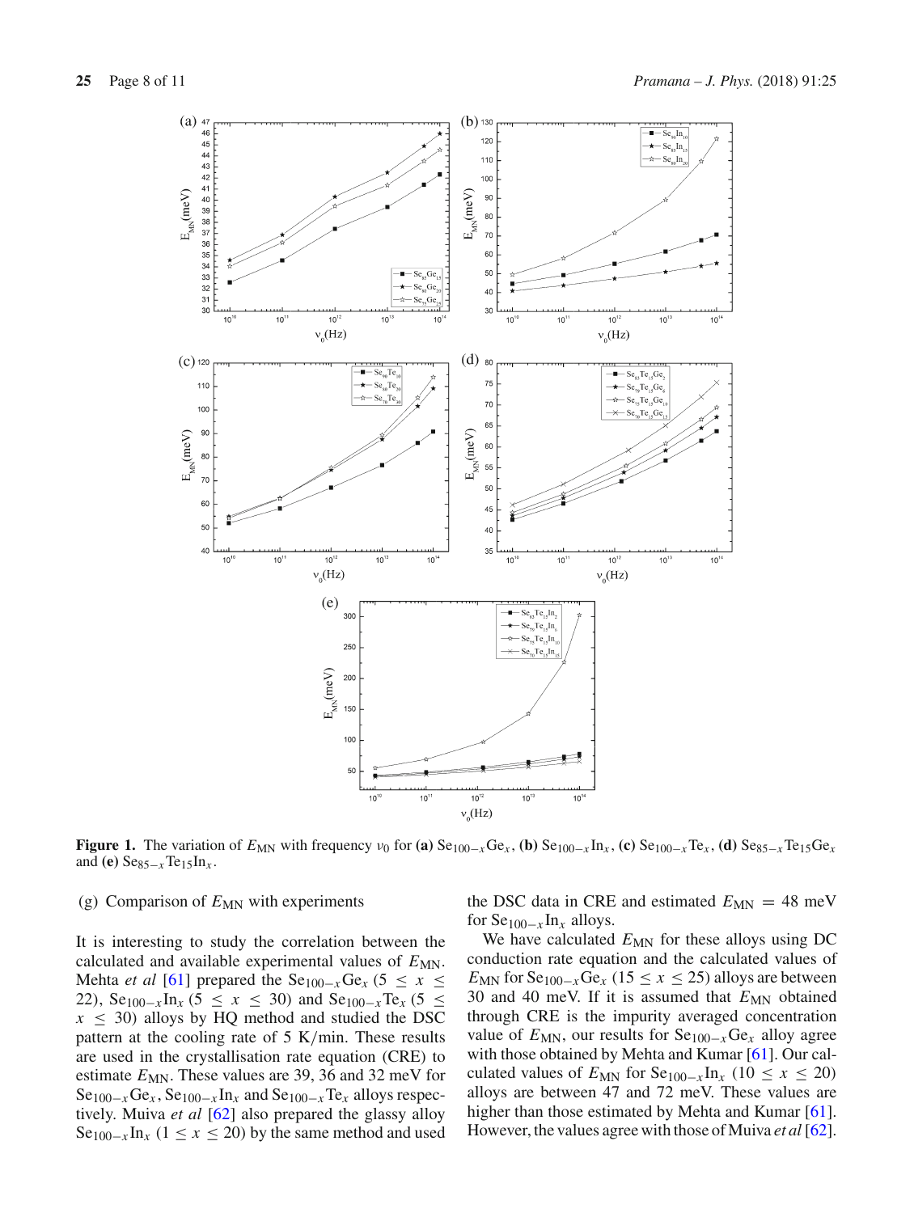**Figure 1.** The variation of $E_{\mathrm{MN}}$ with frequency $\nu_0$ for **(a)** $\mathrm{Se}_{100-x}\mathrm{Ge}_x$, **(b)** $\mathrm{Se}_{100-x}\mathrm{In}_x$, **(c)** $\mathrm{Se}_{100-x}\mathrm{Te}_x$, **(d)** $\mathrm{Se}_{85-x}\mathrm{Te}_{15}\mathrm{Ge}_x$ and **(e)** $\mathrm{Se}_{85-x}\mathrm{Te}_{15}\mathrm{In}_x$.

(g) Comparison of $E_{\mathrm{MN}}$ with experiments

It is interesting to study the correlation between the calculated and available experimental values of $E_{\mathrm{MN}}$. Mehta *et al* [61] prepared the $\mathrm{Se}_{100-x}\mathrm{Ge}_x$ ($5 \leq x \leq 22$), $\mathrm{Se}_{100-x}\mathrm{In}_x$ ($5 \leq x \leq 30$) and $\mathrm{Se}_{100-x}\mathrm{Te}_x$ ($5 \leq x \leq 30$) alloys by HQ method and studied the DSC pattern at the cooling rate of 5 K/min. These results are used in the crystallisation rate equation (CRE) to estimate $E_{\mathrm{MN}}$. These values are 39, 36 and 32 meV for $\mathrm{Se}_{100-x}\mathrm{Ge}_x$, $\mathrm{Se}_{100-x}\mathrm{In}_x$ and $\mathrm{Se}_{100-x}\mathrm{Te}_x$ alloys respectively. Muiva *et al* [62] also prepared the glassy alloy $\mathrm{Se}_{100-x}\mathrm{In}_x$ ($1 \leq x \leq 20$) by the same method and used the DSC data in CRE and estimated $E_{\mathrm{MN}} = 48$ meV for $\mathrm{Se}_{100-x}\mathrm{In}_x$ alloys.

We have calculated $E_{\mathrm{MN}}$ for these alloys using DC conduction rate equation and the calculated values of $E_{\mathrm{MN}}$ for $\mathrm{Se}_{100-x}\mathrm{Ge}_x$ ($15 \leq x \leq 25$) alloys are between 30 and 40 meV. If it is assumed that $E_{\mathrm{MN}}$ obtained through CRE is the impurity averaged concentration value of $E_{\mathrm{MN}}$, our results for $\mathrm{Se}_{100-x}\mathrm{Ge}_x$ alloy agree with those obtained by Mehta and Kumar [61]. Our calculated values of $E_{\mathrm{MN}}$ for $\mathrm{Se}_{100-x}\mathrm{In}_x$ ($10 \leq x \leq 20$) alloys are between 47 and 72 meV. These values are higher than those estimated by Mehta and Kumar [61]. However, the values agree with those of Muiva *et al* [62].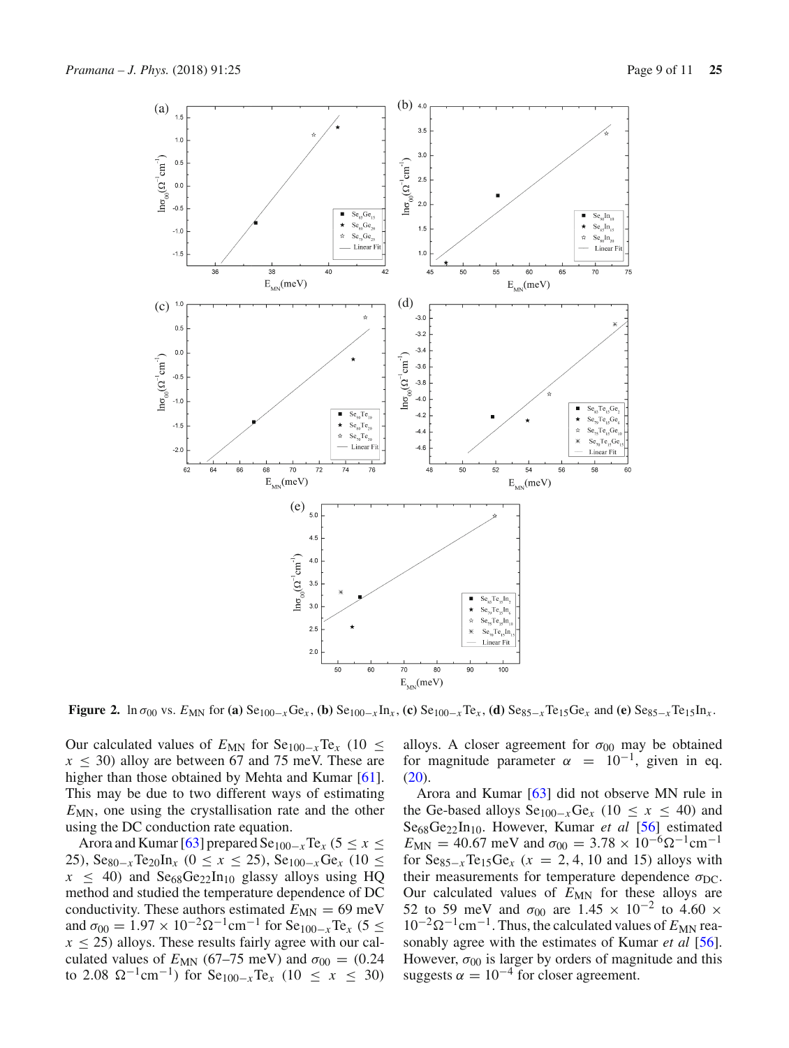**Figure 2.** $\ln \sigma_{00}$ vs. $E_{MN}$ for **(a)** $Se_{100-x}Ge_x$, **(b)** $Se_{100-x}In_x$, **(c)** $Se_{100-x}Te_x$, **(d)** $Se_{85-x}Te_{15}Ge_x$ and **(e)** $Se_{85-x}Te_{15}In_x$.

Our calculated values of $E_{MN}$ for $Se_{100-x}Te_x$ ($10 \le x \le 30$) alloy are between 67 and 75 meV. These are higher than those obtained by Mehta and Kumar [61]. This may be due to two different ways of estimating $E_{MN}$, one using the crystallisation rate and the other using the DC conduction rate equation.

Arora and Kumar [63] prepared $Se_{100-x}Te_x$ ($5 \le x \le 25$), $Se_{80-x}Te_{20}In_x$ ($0 \le x \le 25$), $Se_{100-x}Ge_x$ ($10 \le x \le 40$) and $Se_{68}Ge_{22}In_{10}$ glassy alloys using HQ method and studied the temperature dependence of DC conductivity. These authors estimated $E_{MN} = 69$ meV and $\sigma_{00} = 1.97 \times 10^{-2}\Omega^{-1}cm^{-1}$ for $Se_{100-x}Te_x$ ($5 \le x \le 25$) alloys. These results fairly agree with our calculated values of $E_{MN}$ (67–75 meV) and $\sigma_{00} = (0.24$ to $2.08\ \Omega^{-1}cm^{-1})$ for $Se_{100-x}Te_x$ ($10 \le x \le 30$) alloys. A closer agreement for $\sigma_{00}$ may be obtained for magnitude parameter $\alpha = 10^{-1}$, given in eq. (20).

Arora and Kumar [63] did not observe MN rule in the Ge-based alloys $Se_{100-x}Ge_x$ ($10 \le x \le 40$) and $Se_{68}Ge_{22}In_{10}$. However, Kumar *et al* [56] estimated $E_{MN} = 40.67$ meV and $\sigma_{00} = 3.78 \times 10^{-6}\Omega^{-1}cm^{-1}$ for $Se_{85-x}Te_{15}Ge_x$ ($x = 2, 4, 10$ and 15) alloys with their measurements for temperature dependence $\sigma_{DC}$. Our calculated values of $E_{MN}$ for these alloys are 52 to 59 meV and $\sigma_{00}$ are $1.45 \times 10^{-2}$ to $4.60 \times 10^{-2}\Omega^{-1}cm^{-1}$. Thus, the calculated values of $E_{MN}$ reasonably agree with the estimates of Kumar *et al* [56]. However, $\sigma_{00}$ is larger by orders of magnitude and this suggests $\alpha = 10^{-4}$ for closer agreement.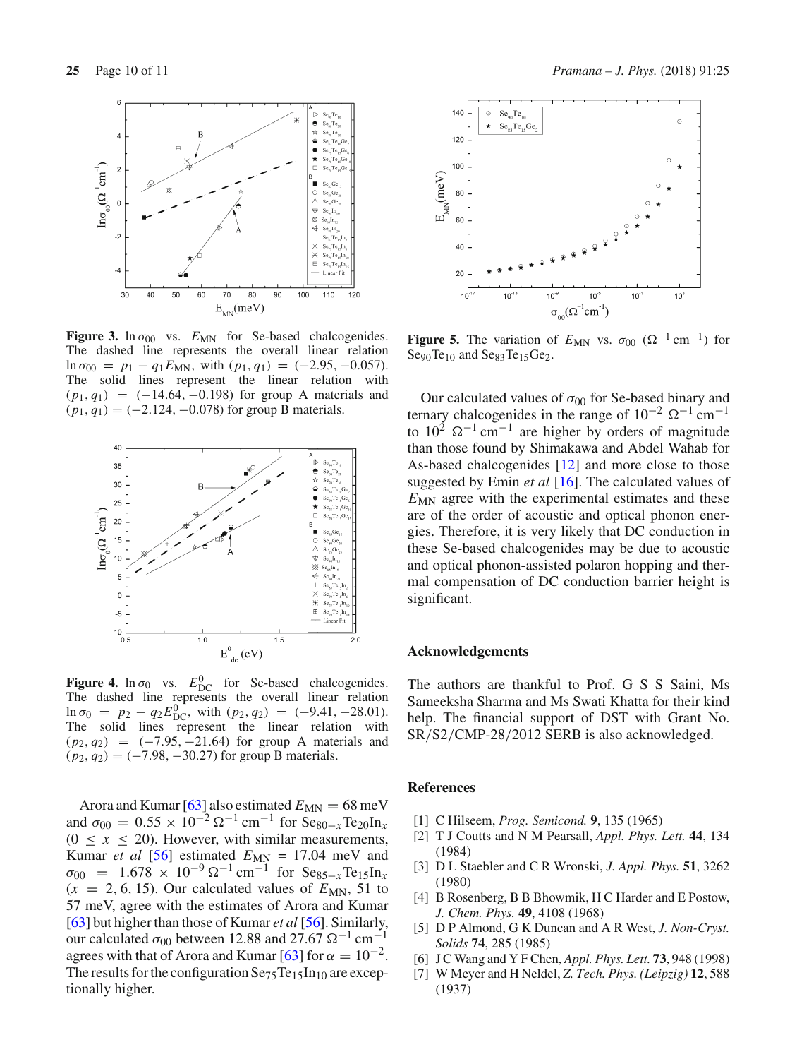**Figure 3.** $\ln \sigma_{00}$ vs. $E_{\mathrm{MN}}$ for Se-based chalcogenides. The dashed line represents the overall linear relation $\ln \sigma_{00} = p_1 - q_1 E_{\mathrm{MN}}$, with $(p_1, q_1) = (-2.95, -0.057)$. The solid lines represent the linear relation with $(p_1, q_1) = (-14.64, -0.198)$ for group A materials and $(p_1, q_1) = (-2.124, -0.078)$ for group B materials.

**Figure 4.** $\ln \sigma_0$ vs. $E^0_{\mathrm{DC}}$ for Se-based chalcogenides. The dashed line represents the overall linear relation $\ln \sigma_0 = p_2 - q_2 E^0_{\mathrm{DC}}$, with $(p_2, q_2) = (-9.41, -28.01)$. The solid lines represent the linear relation with $(p_2, q_2) = (-7.95, -21.64)$ for group A materials and $(p_2, q_2) = (-7.98, -30.27)$ for group B materials.

Arora and Kumar [63] also estimated $E_{\mathrm{MN}} = 68$ meV and $\sigma_{00} = 0.55 \times 10^{-2}\ \Omega^{-1}\ \mathrm{cm}^{-1}$ for $\mathrm{Se}_{80-x}\mathrm{Te}_{20}\mathrm{In}_x$ ($0 \leq x \leq 20$). However, with similar measurements, Kumar *et al* [56] estimated $E_{\mathrm{MN}} = 17.04$ meV and $\sigma_{00} = 1.678 \times 10^{-9}\ \Omega^{-1}\ \mathrm{cm}^{-1}$ for $\mathrm{Se}_{85-x}\mathrm{Te}_{15}\mathrm{In}_x$ ($x = 2, 6, 15$). Our calculated values of $E_{\mathrm{MN}}$, 51 to 57 meV, agree with the estimates of Arora and Kumar [63] but higher than those of Kumar *et al* [56]. Similarly, our calculated $\sigma_{00}$ between 12.88 and 27.67 $\Omega^{-1}\ \mathrm{cm}^{-1}$ agrees with that of Arora and Kumar [63] for $\alpha = 10^{-2}$. The results for the configuration $\mathrm{Se}_{75}\mathrm{Te}_{15}\mathrm{In}_{10}$ are exceptionally higher.

**Figure 5.** The variation of $E_{\mathrm{MN}}$ vs. $\sigma_{00}$ ($\Omega^{-1}\ \mathrm{cm}^{-1}$) for $\mathrm{Se}_{90}\mathrm{Te}_{10}$ and $\mathrm{Se}_{83}\mathrm{Te}_{15}\mathrm{Ge}_2$.

Our calculated values of $\sigma_{00}$ for Se-based binary and ternary chalcogenides in the range of $10^{-2}\ \Omega^{-1}\ \mathrm{cm}^{-1}$ to $10^{2}\ \Omega^{-1}\ \mathrm{cm}^{-1}$ are higher by orders of magnitude than those found by Shimakawa and Abdel Wahab for As-based chalcogenides [12] and more close to those suggested by Emin *et al* [16]. The calculated values of $E_{\mathrm{MN}}$ agree with the experimental estimates and these are of the order of acoustic and optical phonon energies. Therefore, it is very likely that DC conduction in these Se-based chalcogenides may be due to acoustic and optical phonon-assisted polaron hopping and thermal compensation of DC conduction barrier height is significant.

## Acknowledgements

The authors are thankful to Prof. G S S Saini, Ms Sameeksha Sharma and Ms Swati Khatta for their kind help. The financial support of DST with Grant No. SR/S2/CMP-28/2012 SERB is also acknowledged.

## References

[1] C Hilseem, *Prog. Semicond.* **9**, 135 (1965)

[2] T J Coutts and N M Pearsall, *Appl. Phys. Lett.* **44**, 134 (1984)

[3] D L Staebler and C R Wronski, *J. Appl. Phys.* **51**, 3262 (1980)

[4] B Rosenberg, B B Bhowmik, H C Harder and E Postow, *J. Chem. Phys.* **49**, 4108 (1968)

[5] D P Almond, G K Duncan and A R West, *J. Non-Cryst. Solids* **74**, 285 (1985)

[6] J C Wang and Y F Chen, *Appl. Phys. Lett.* **73**, 948 (1998)

[7] W Meyer and H Neldel, *Z. Tech. Phys. (Leipzig)* **12**, 588 (1937)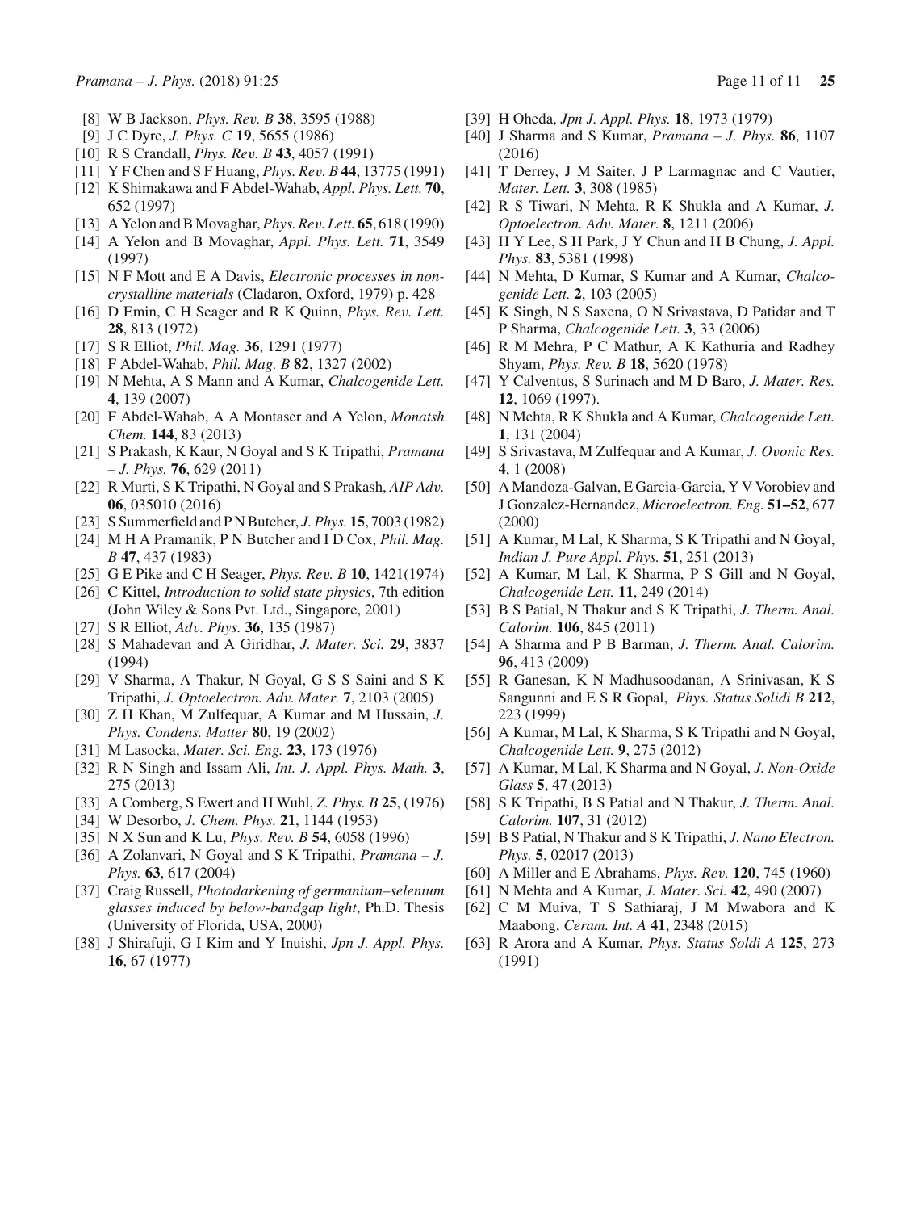[8] W B Jackson, *Phys. Rev. B* **38**, 3595 (1988)

[9] J C Dyre, *J. Phys. C* **19**, 5655 (1986)

[10] R S Crandall, *Phys. Rev. B* **43**, 4057 (1991)

[11] Y F Chen and S F Huang, *Phys. Rev. B* **44**, 13775 (1991)

[12] K Shimakawa and F Abdel-Wahab, *Appl. Phys. Lett.* **70**, 652 (1997)

[13] A Yelon and B Movaghar, *Phys. Rev. Lett.* **65**, 618 (1990)

[14] A Yelon and B Movaghar, *Appl. Phys. Lett.* **71**, 3549 (1997)

[15] N F Mott and E A Davis, *Electronic processes in non-crystalline materials* (Cladaron, Oxford, 1979) p. 428

[16] D Emin, C H Seager and R K Quinn, *Phys. Rev. Lett.* **28**, 813 (1972)

[17] S R Elliot, *Phil. Mag.* **36**, 1291 (1977)

[18] F Abdel-Wahab, *Phil. Mag. B* **82**, 1327 (2002)

[19] N Mehta, A S Mann and A Kumar, *Chalcogenide Lett.* **4**, 139 (2007)

[20] F Abdel-Wahab, A A Montaser and A Yelon, *Monatsh Chem.* **144**, 83 (2013)

[21] S Prakash, K Kaur, N Goyal and S K Tripathi, *Pramana – J. Phys.* **76**, 629 (2011)

[22] R Murti, S K Tripathi, N Goyal and S Prakash, *AIP Adv.* **06**, 035010 (2016)

[23] S Summerfield and P N Butcher, *J. Phys.* **15**, 7003 (1982)

[24] M H A Pramanik, P N Butcher and I D Cox, *Phil. Mag. B* **47**, 437 (1983)

[25] G E Pike and C H Seager, *Phys. Rev. B* **10**, 1421(1974)

[26] C Kittel, *Introduction to solid state physics*, 7th edition (John Wiley & Sons Pvt. Ltd., Singapore, 2001)

[27] S R Elliot, *Adv. Phys.* **36**, 135 (1987)

[28] S Mahadevan and A Giridhar, *J. Mater. Sci.* **29**, 3837 (1994)

[29] V Sharma, A Thakur, N Goyal, G S S Saini and S K Tripathi, *J. Optoelectron. Adv. Mater.* **7**, 2103 (2005)

[30] Z H Khan, M Zulfequar, A Kumar and M Hussain, *J. Phys. Condens. Matter* **80**, 19 (2002)

[31] M Lasocka, *Mater. Sci. Eng.* **23**, 173 (1976)

[32] R N Singh and Issam Ali, *Int. J. Appl. Phys. Math.* **3**, 275 (2013)

[33] A Comberg, S Ewert and H Wuhl, *Z. Phys. B* **25**, (1976)

[34] W Desorbo, *J. Chem. Phys.* **21**, 1144 (1953)

[35] N X Sun and K Lu, *Phys. Rev. B* **54**, 6058 (1996)

[36] A Zolanvari, N Goyal and S K Tripathi, *Pramana – J. Phys.* **63**, 617 (2004)

[37] Craig Russell, *Photodarkening of germanium–selenium glasses induced by below-bandgap light*, Ph.D. Thesis (University of Florida, USA, 2000)

[38] J Shirafuji, G I Kim and Y Inuishi, *Jpn J. Appl. Phys.* **16**, 67 (1977)

[39] H Oheda, *Jpn J. Appl. Phys.* **18**, 1973 (1979)

[40] J Sharma and S Kumar, *Pramana – J. Phys.* **86**, 1107 (2016)

[41] T Derrey, J M Saiter, J P Larmagnac and C Vautier, *Mater. Lett.* **3**, 308 (1985)

[42] R S Tiwari, N Mehta, R K Shukla and A Kumar, *J. Optoelectron. Adv. Mater.* **8**, 1211 (2006)

[43] H Y Lee, S H Park, J Y Chun and H B Chung, *J. Appl. Phys.* **83**, 5381 (1998)

[44] N Mehta, D Kumar, S Kumar and A Kumar, *Chalcogenide Lett.* **2**, 103 (2005)

[45] K Singh, N S Saxena, O N Srivastava, D Patidar and T P Sharma, *Chalcogenide Lett.* **3**, 33 (2006)

[46] R M Mehra, P C Mathur, A K Kathuria and Radhey Shyam, *Phys. Rev. B* **18**, 5620 (1978)

[47] Y Calventus, S Surinach and M D Baro, *J. Mater. Res.* **12**, 1069 (1997).

[48] N Mehta, R K Shukla and A Kumar, *Chalcogenide Lett.* **1**, 131 (2004)

[49] S Srivastava, M Zulfequar and A Kumar, *J. Ovonic Res.* **4**, 1 (2008)

[50] A Mandoza-Galvan, E Garcia-Garcia, Y V Vorobiev and J Gonzalez-Hernandez, *Microelectron. Eng.* **51–52**, 677 (2000)

[51] A Kumar, M Lal, K Sharma, S K Tripathi and N Goyal, *Indian J. Pure Appl. Phys.* **51**, 251 (2013)

[52] A Kumar, M Lal, K Sharma, P S Gill and N Goyal, *Chalcogenide Lett.* **11**, 249 (2014)

[53] B S Patial, N Thakur and S K Tripathi, *J. Therm. Anal. Calorim.* **106**, 845 (2011)

[54] A Sharma and P B Barman, *J. Therm. Anal. Calorim.* **96**, 413 (2009)

[55] R Ganesan, K N Madhusoodanan, A Srinivasan, K S Sangunni and E S R Gopal, *Phys. Status Solidi B* **212**, 223 (1999)

[56] A Kumar, M Lal, K Sharma, S K Tripathi and N Goyal, *Chalcogenide Lett.* **9**, 275 (2012)

[57] A Kumar, M Lal, K Sharma and N Goyal, *J. Non-Oxide Glass* **5**, 47 (2013)

[58] S K Tripathi, B S Patial and N Thakur, *J. Therm. Anal. Calorim.* **107**, 31 (2012)

[59] B S Patial, N Thakur and S K Tripathi, *J. Nano Electron. Phys.* **5**, 02017 (2013)

[60] A Miller and E Abrahams, *Phys. Rev.* **120**, 745 (1960)

[61] N Mehta and A Kumar, *J. Mater. Sci.* **42**, 490 (2007)

[62] C M Muiva, T S Sathiaraj, J M Mwabora and K Maabong, *Ceram. Int. A* **41**, 2348 (2015)

[63] R Arora and A Kumar, *Phys. Status Soldi A* **125**, 273 (1991)